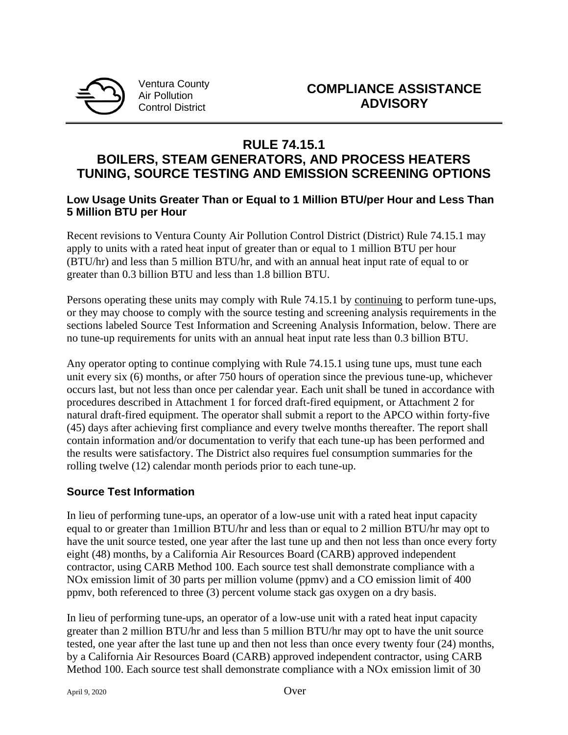Ventura County
Air Pollution
Control District

**COMPLIANCE ASSISTANCE ADVISORY**

# RULE 74.15.1
# BOILERS, STEAM GENERATORS, AND PROCESS HEATERS TUNING, SOURCE TESTING AND EMISSION SCREENING OPTIONS

### Low Usage Units Greater Than or Equal to 1 Million BTU/per Hour and Less Than 5 Million BTU per Hour

Recent revisions to Ventura County Air Pollution Control District (District) Rule 74.15.1 may apply to units with a rated heat input of greater than or equal to 1 million BTU per hour (BTU/hr) and less than 5 million BTU/hr, and with an annual heat input rate of equal to or greater than 0.3 billion BTU and less than 1.8 billion BTU.

Persons operating these units may comply with Rule 74.15.1 by continuing to perform tune-ups, or they may choose to comply with the source testing and screening analysis requirements in the sections labeled Source Test Information and Screening Analysis Information, below. There are no tune-up requirements for units with an annual heat input rate less than 0.3 billion BTU.

Any operator opting to continue complying with Rule 74.15.1 using tune ups, must tune each unit every six (6) months, or after 750 hours of operation since the previous tune-up, whichever occurs last, but not less than once per calendar year. Each unit shall be tuned in accordance with procedures described in Attachment 1 for forced draft-fired equipment, or Attachment 2 for natural draft-fired equipment. The operator shall submit a report to the APCO within forty-five (45) days after achieving first compliance and every twelve months thereafter. The report shall contain information and/or documentation to verify that each tune-up has been performed and the results were satisfactory. The District also requires fuel consumption summaries for the rolling twelve (12) calendar month periods prior to each tune-up.

### Source Test Information

In lieu of performing tune-ups, an operator of a low-use unit with a rated heat input capacity equal to or greater than 1million BTU/hr and less than or equal to 2 million BTU/hr may opt to have the unit source tested, one year after the last tune up and then not less than once every forty eight (48) months, by a California Air Resources Board (CARB) approved independent contractor, using CARB Method 100. Each source test shall demonstrate compliance with a NOx emission limit of 30 parts per million volume (ppmv) and a CO emission limit of 400 ppmv, both referenced to three (3) percent volume stack gas oxygen on a dry basis.

In lieu of performing tune-ups, an operator of a low-use unit with a rated heat input capacity greater than 2 million BTU/hr and less than 5 million BTU/hr may opt to have the unit source tested, one year after the last tune up and then not less than once every twenty four (24) months, by a California Air Resources Board (CARB) approved independent contractor, using CARB Method 100. Each source test shall demonstrate compliance with a NOx emission limit of 30

April 9, 2020 Over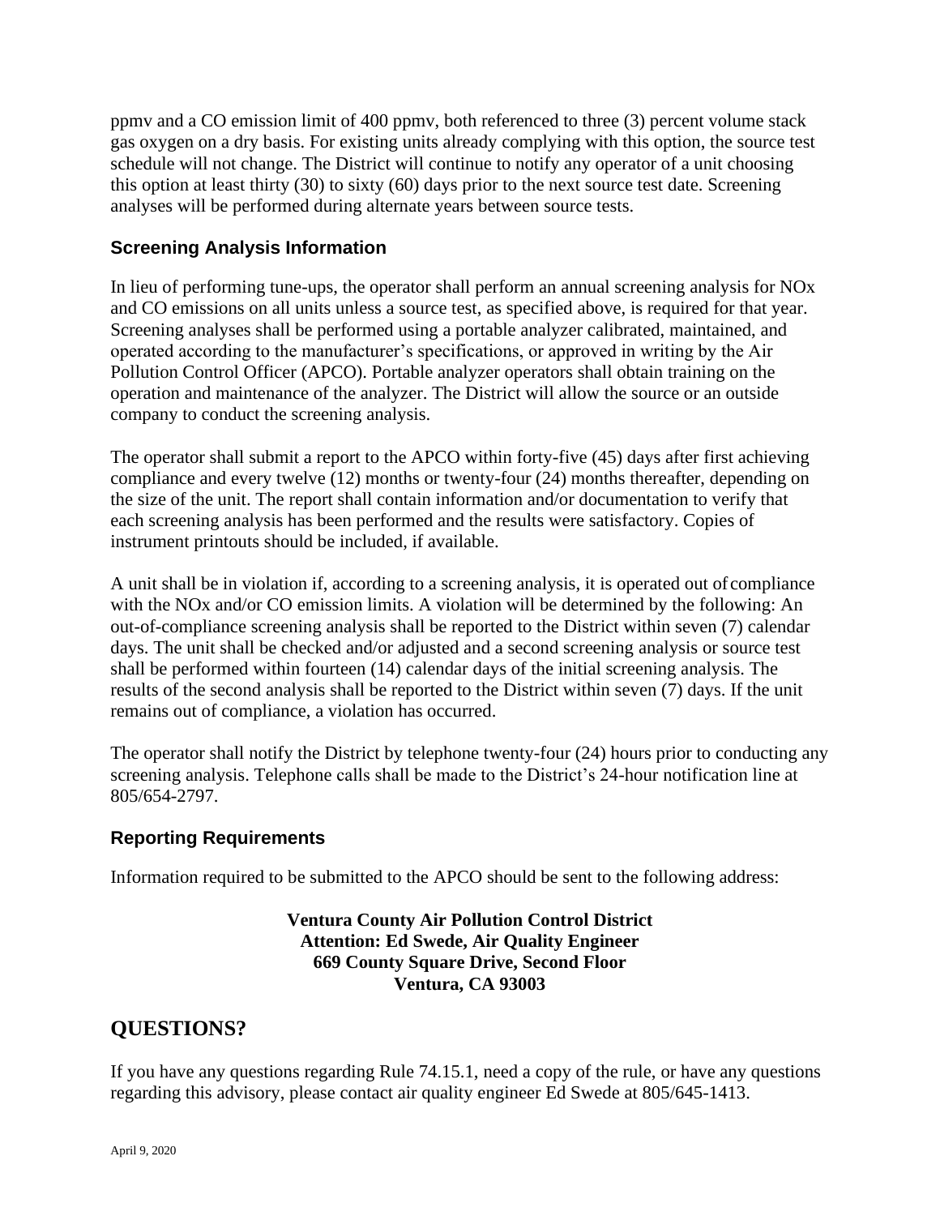ppmv and a CO emission limit of 400 ppmv, both referenced to three (3) percent volume stack gas oxygen on a dry basis. For existing units already complying with this option, the source test schedule will not change. The District will continue to notify any operator of a unit choosing this option at least thirty (30) to sixty (60) days prior to the next source test date. Screening analyses will be performed during alternate years between source tests.

### Screening Analysis Information

In lieu of performing tune-ups, the operator shall perform an annual screening analysis for NOx and CO emissions on all units unless a source test, as specified above, is required for that year. Screening analyses shall be performed using a portable analyzer calibrated, maintained, and operated according to the manufacturer's specifications, or approved in writing by the Air Pollution Control Officer (APCO). Portable analyzer operators shall obtain training on the operation and maintenance of the analyzer. The District will allow the source or an outside company to conduct the screening analysis.

The operator shall submit a report to the APCO within forty-five (45) days after first achieving compliance and every twelve (12) months or twenty-four (24) months thereafter, depending on the size of the unit. The report shall contain information and/or documentation to verify that each screening analysis has been performed and the results were satisfactory. Copies of instrument printouts should be included, if available.

A unit shall be in violation if, according to a screening analysis, it is operated out of compliance with the NOx and/or CO emission limits. A violation will be determined by the following: An out-of-compliance screening analysis shall be reported to the District within seven (7) calendar days. The unit shall be checked and/or adjusted and a second screening analysis or source test shall be performed within fourteen (14) calendar days of the initial screening analysis. The results of the second analysis shall be reported to the District within seven (7) days. If the unit remains out of compliance, a violation has occurred.

The operator shall notify the District by telephone twenty-four (24) hours prior to conducting any screening analysis. Telephone calls shall be made to the District's 24-hour notification line at 805/654-2797.

### Reporting Requirements

Information required to be submitted to the APCO should be sent to the following address:

**Ventura County Air Pollution Control District**
**Attention: Ed Swede, Air Quality Engineer**
**669 County Square Drive, Second Floor**
**Ventura, CA 93003**

## QUESTIONS?

If you have any questions regarding Rule 74.15.1, need a copy of the rule, or have any questions regarding this advisory, please contact air quality engineer Ed Swede at 805/645-1413.

April 9, 2020